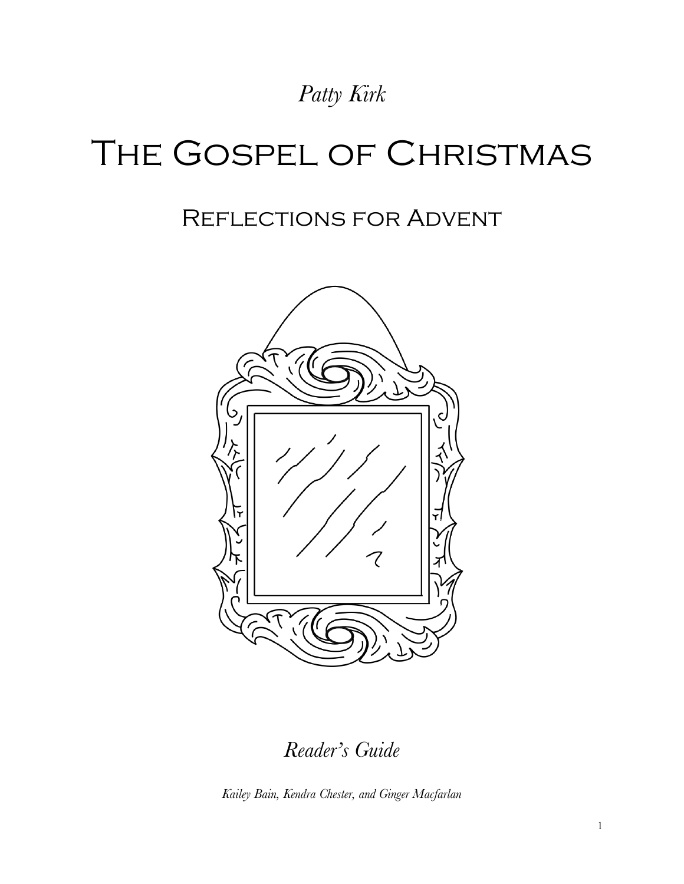*Patty Kirk*

# The Gospel of Christmas

## Reflections for Advent

*Reader's Guide*

*Kailey Bain, Kendra Chester, and Ginger Macfarlan*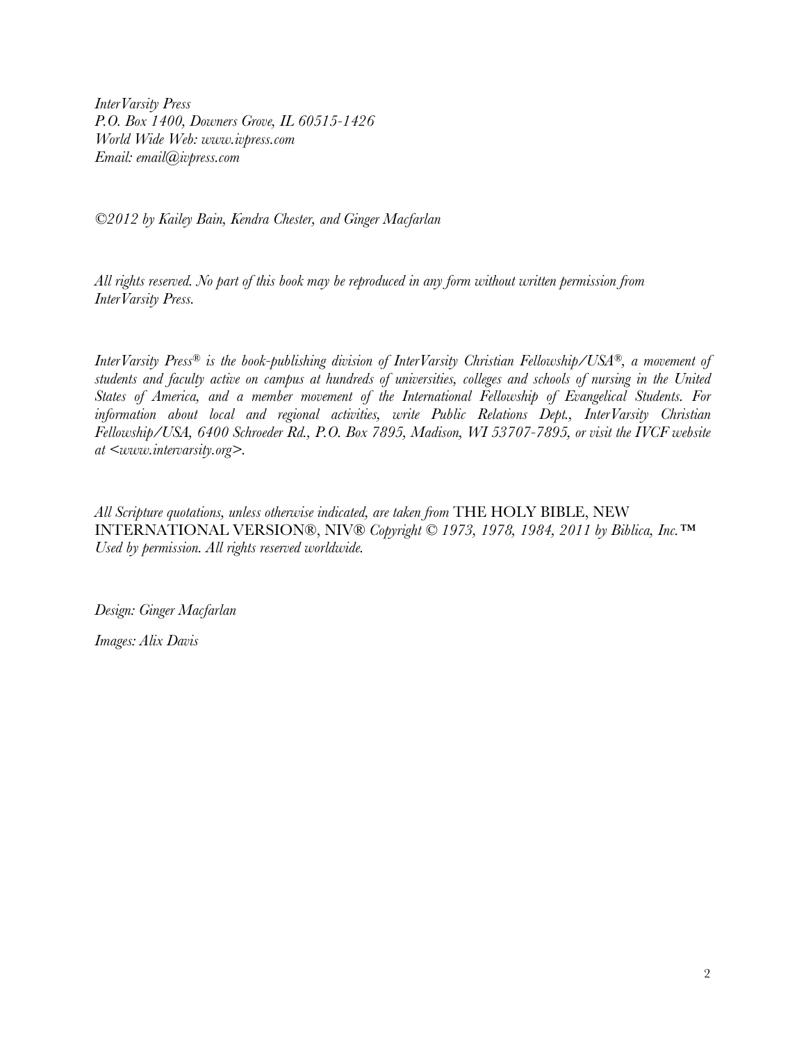*InterVarsity Press*
*P.O. Box 1400, Downers Grove, IL 60515-1426*
*World Wide Web: www.ivpress.com*
*Email: email@ivpress.com*

*©2012 by Kailey Bain, Kendra Chester, and Ginger Macfarlan*

*All rights reserved. No part of this book may be reproduced in any form without written permission from InterVarsity Press.*

*InterVarsity Press® is the book-publishing division of InterVarsity Christian Fellowship/USA®, a movement of students and faculty active on campus at hundreds of universities, colleges and schools of nursing in the United States of America, and a member movement of the International Fellowship of Evangelical Students. For information about local and regional activities, write Public Relations Dept., InterVarsity Christian Fellowship/USA, 6400 Schroeder Rd., P.O. Box 7895, Madison, WI 53707-7895, or visit the IVCF website at <www.intervarsity.org>.*

*All Scripture quotations, unless otherwise indicated, are taken from* THE HOLY BIBLE, NEW INTERNATIONAL VERSION®, NIV® *Copyright © 1973, 1978, 1984, 2011 by Biblica, Inc.™ Used by permission. All rights reserved worldwide.*

*Design: Ginger Macfarlan*

*Images: Alix Davis*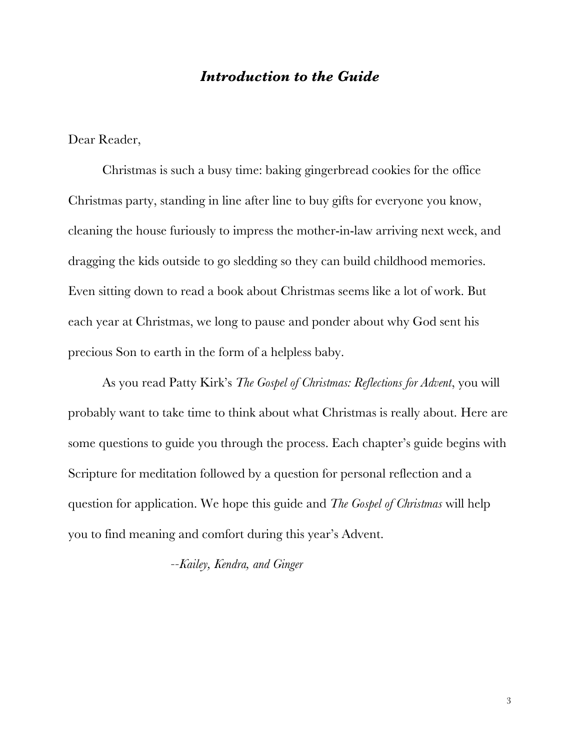## *Introduction to the Guide*

Dear Reader,

Christmas is such a busy time: baking gingerbread cookies for the office Christmas party, standing in line after line to buy gifts for everyone you know, cleaning the house furiously to impress the mother-in-law arriving next week, and dragging the kids outside to go sledding so they can build childhood memories. Even sitting down to read a book about Christmas seems like a lot of work. But each year at Christmas, we long to pause and ponder about why God sent his precious Son to earth in the form of a helpless baby.

As you read Patty Kirk's *The Gospel of Christmas: Reflections for Advent*, you will probably want to take time to think about what Christmas is really about. Here are some questions to guide you through the process. Each chapter's guide begins with Scripture for meditation followed by a question for personal reflection and a question for application. We hope this guide and *The Gospel of Christmas* will help you to find meaning and comfort during this year's Advent.

--*Kailey, Kendra, and Ginger*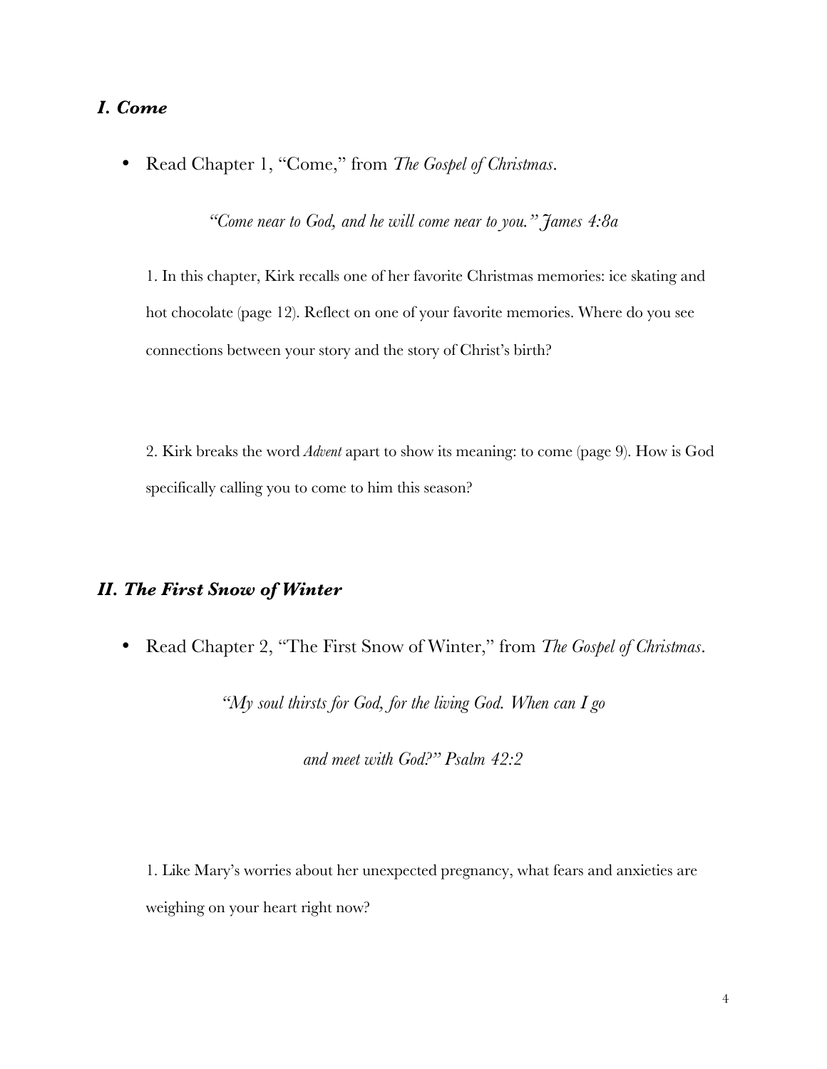### *I. Come*

- Read Chapter 1, "Come," from *The Gospel of Christmas*.

*"Come near to God, and he will come near to you." James 4:8a*

1. In this chapter, Kirk recalls one of her favorite Christmas memories: ice skating and hot chocolate (page 12). Reflect on one of your favorite memories. Where do you see connections between your story and the story of Christ's birth?

2. Kirk breaks the word *Advent* apart to show its meaning: to come (page 9). How is God specifically calling you to come to him this season?

### *II. The First Snow of Winter*

- Read Chapter 2, "The First Snow of Winter," from *The Gospel of Christmas*.

*"My soul thirsts for God, for the living God. When can I go and meet with God?" Psalm 42:2*

1. Like Mary's worries about her unexpected pregnancy, what fears and anxieties are weighing on your heart right now?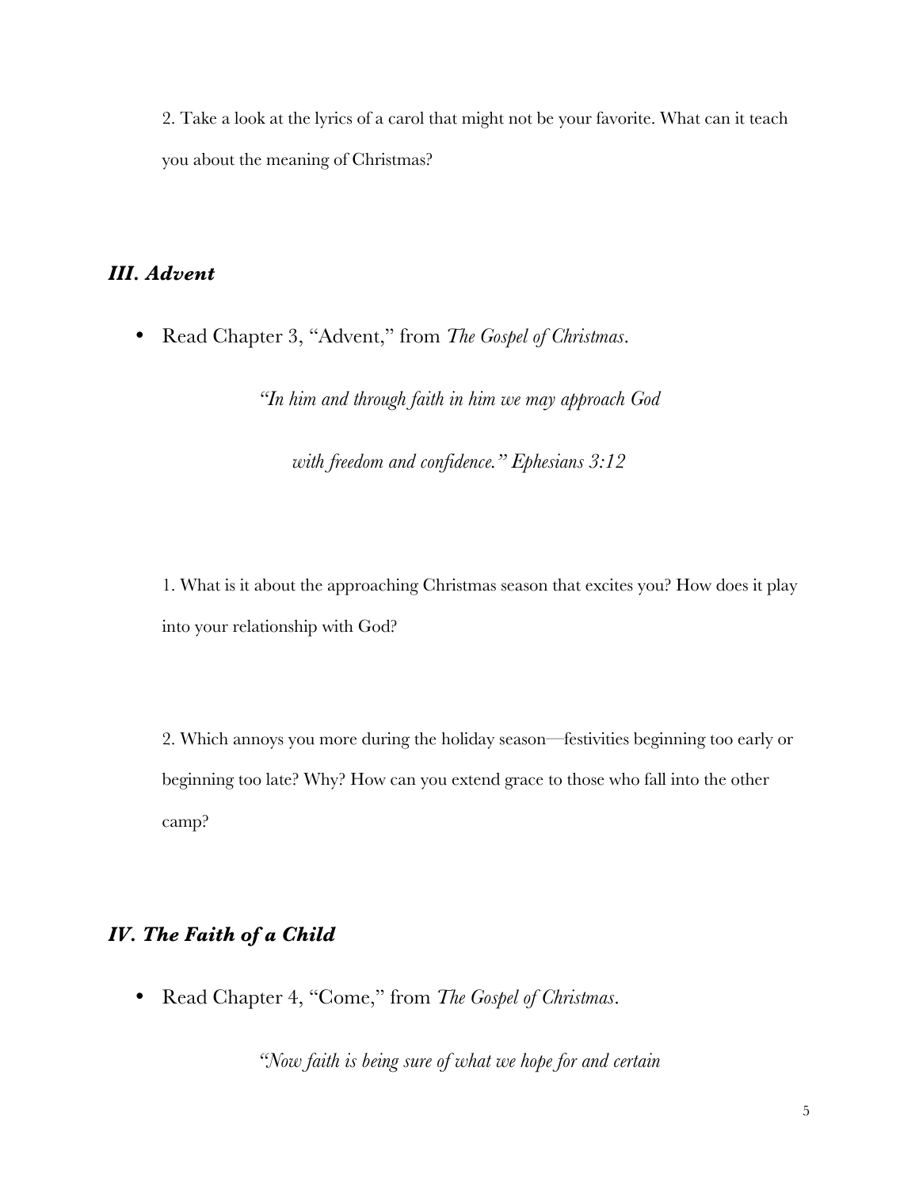2. Take a look at the lyrics of a carol that might not be your favorite. What can it teach you about the meaning of Christmas?

## *III. Advent*

- Read Chapter 3, "Advent," from *The Gospel of Christmas*.

*"In him and through faith in him we may approach God*

*with freedom and confidence." Ephesians 3:12*

1. What is it about the approaching Christmas season that excites you? How does it play into your relationship with God?

2. Which annoys you more during the holiday season—festivities beginning too early or beginning too late? Why? How can you extend grace to those who fall into the other camp?

## *IV. The Faith of a Child*

- Read Chapter 4, "Come," from *The Gospel of Christmas*.

*"Now faith is being sure of what we hope for and certain*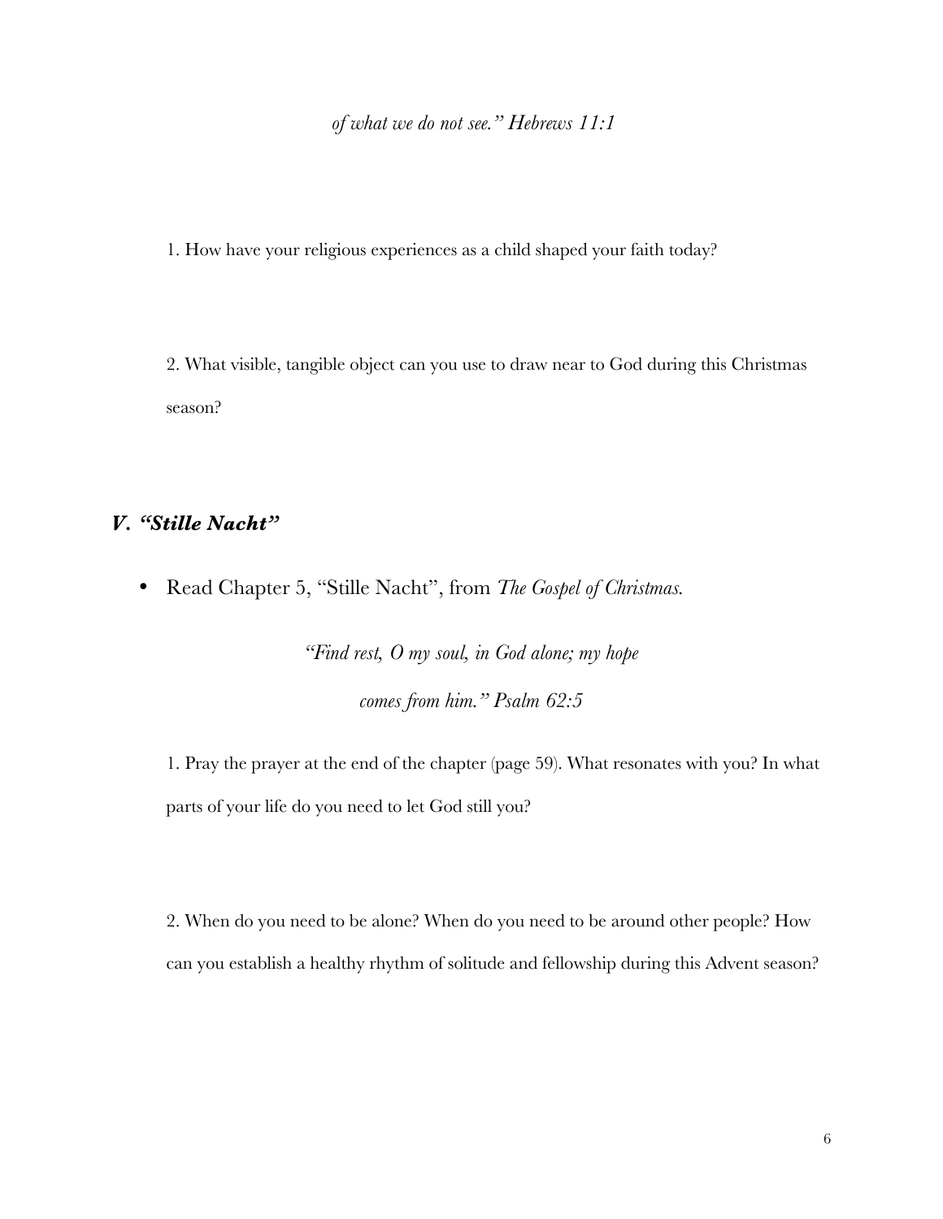*of what we do not see." Hebrews 11:1*

1. How have your religious experiences as a child shaped your faith today?

2. What visible, tangible object can you use to draw near to God during this Christmas season?

## *V. "Stille Nacht"*

- Read Chapter 5, "Stille Nacht", from *The Gospel of Christmas.*

*"Find rest, O my soul, in God alone; my hope comes from him." Psalm 62:5*

1. Pray the prayer at the end of the chapter (page 59). What resonates with you? In what parts of your life do you need to let God still you?

2. When do you need to be alone? When do you need to be around other people? How can you establish a healthy rhythm of solitude and fellowship during this Advent season?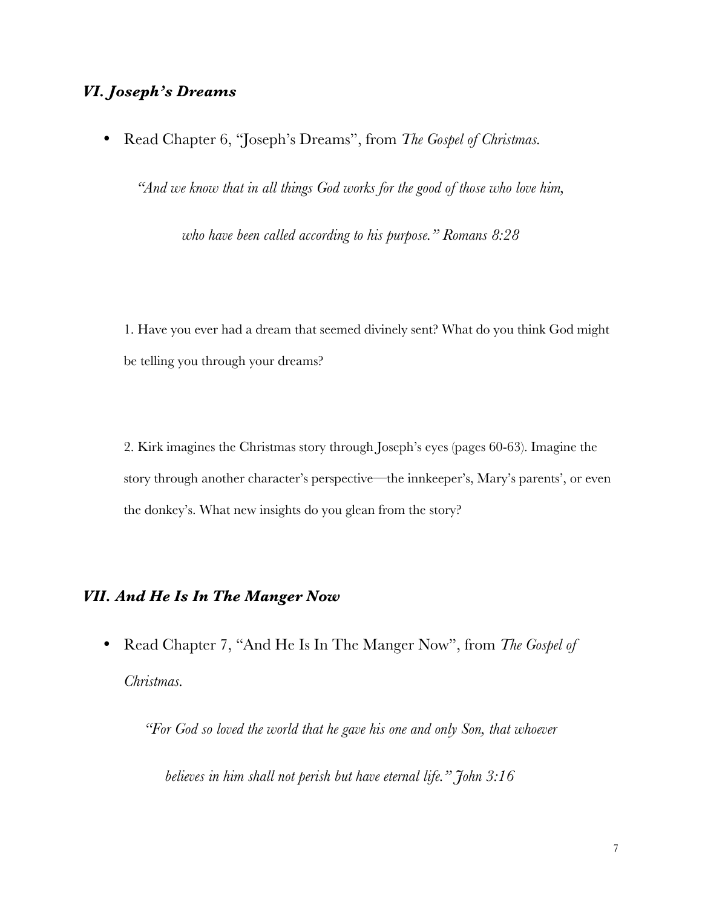## *VI. Joseph's Dreams*

- Read Chapter 6, "Joseph's Dreams", from *The Gospel of Christmas.*

*"And we know that in all things God works for the good of those who love him, who have been called according to his purpose." Romans 8:28*

1. Have you ever had a dream that seemed divinely sent? What do you think God might be telling you through your dreams?

2. Kirk imagines the Christmas story through Joseph's eyes (pages 60-63). Imagine the story through another character's perspective—the innkeeper's, Mary's parents', or even the donkey's. What new insights do you glean from the story?

## *VII. And He Is In The Manger Now*

- Read Chapter 7, "And He Is In The Manger Now", from *The Gospel of Christmas.*

*"For God so loved the world that he gave his one and only Son, that whoever believes in him shall not perish but have eternal life." John 3:16*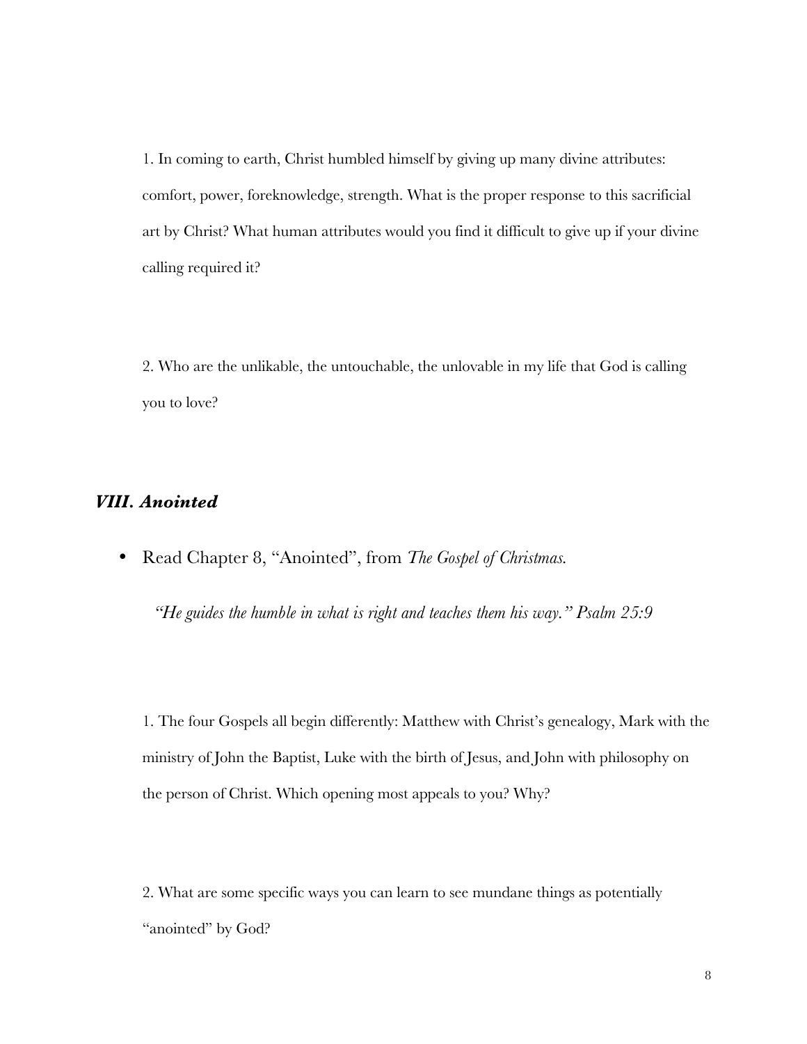1. In coming to earth, Christ humbled himself by giving up many divine attributes: comfort, power, foreknowledge, strength. What is the proper response to this sacrificial art by Christ? What human attributes would you find it difficult to give up if your divine calling required it?

2. Who are the unlikable, the untouchable, the unlovable in my life that God is calling you to love?

## ***VIII. Anointed***

- Read Chapter 8, "Anointed", from *The Gospel of Christmas.*

*"He guides the humble in what is right and teaches them his way." Psalm 25:9*

1. The four Gospels all begin differently: Matthew with Christ's genealogy, Mark with the ministry of John the Baptist, Luke with the birth of Jesus, and John with philosophy on the person of Christ. Which opening most appeals to you? Why?

2. What are some specific ways you can learn to see mundane things as potentially "anointed" by God?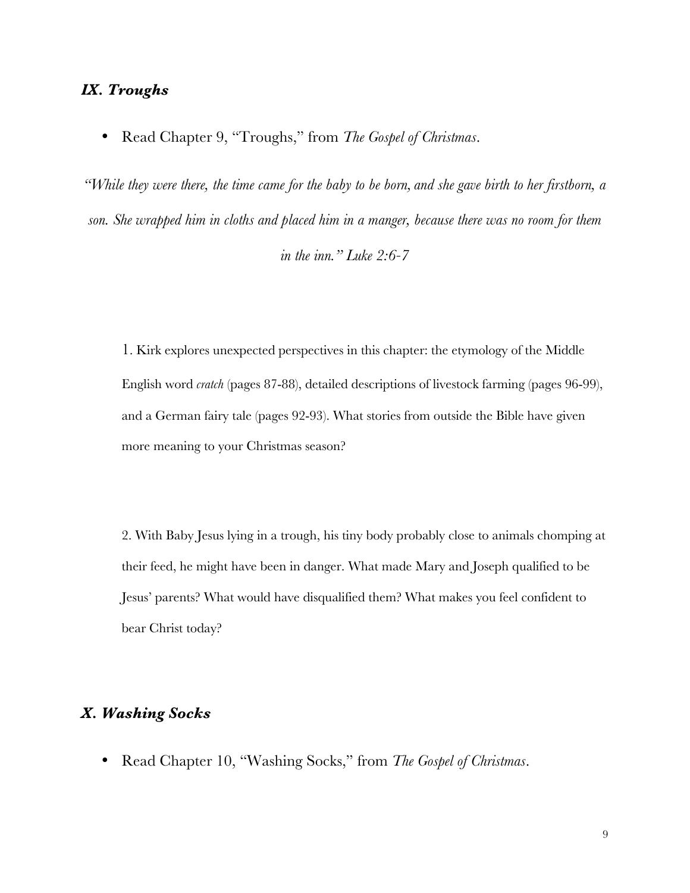## *IX. Troughs*

- Read Chapter 9, "Troughs," from *The Gospel of Christmas*.

*"While they were there, the time came for the baby to be born, and she gave birth to her firstborn, a son. She wrapped him in cloths and placed him in a manger, because there was no room for them in the inn." Luke 2:6-7*

1. Kirk explores unexpected perspectives in this chapter: the etymology of the Middle English word *cratch* (pages 87-88), detailed descriptions of livestock farming (pages 96-99), and a German fairy tale (pages 92-93). What stories from outside the Bible have given more meaning to your Christmas season?

2. With Baby Jesus lying in a trough, his tiny body probably close to animals chomping at their feed, he might have been in danger. What made Mary and Joseph qualified to be Jesus' parents? What would have disqualified them? What makes you feel confident to bear Christ today?

## *X. Washing Socks*

- Read Chapter 10, "Washing Socks," from *The Gospel of Christmas*.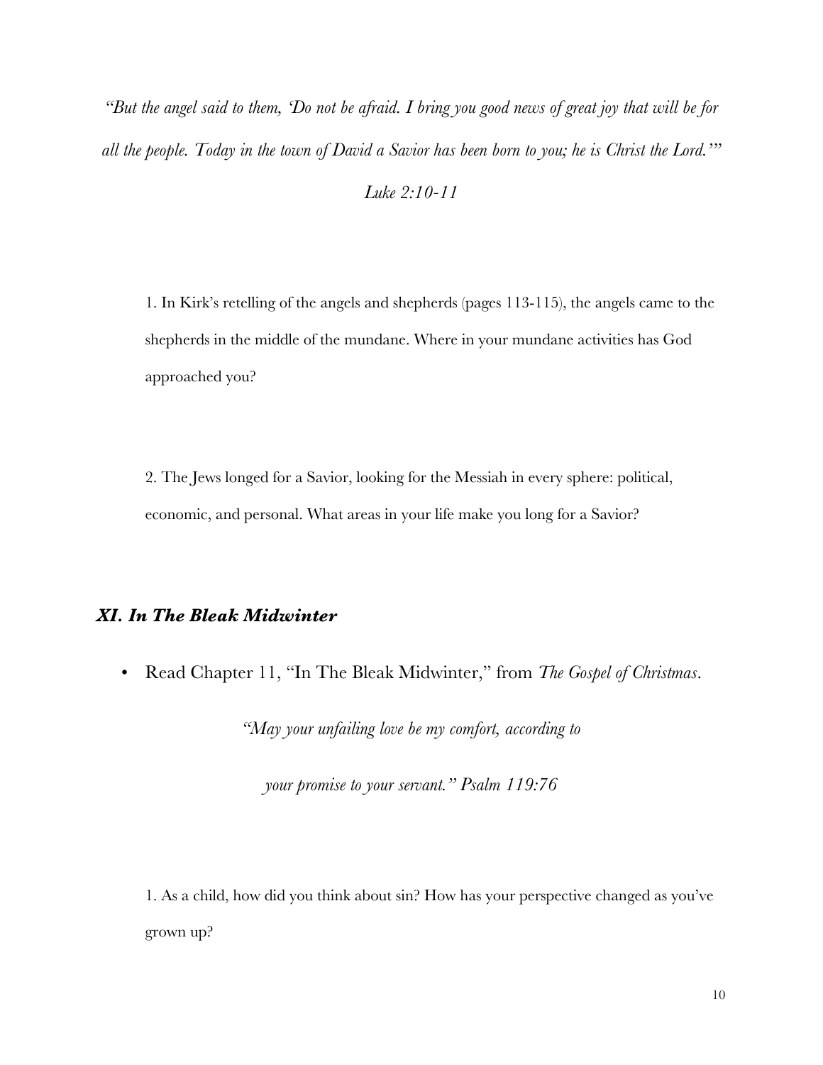*"But the angel said to them, 'Do not be afraid. I bring you good news of great joy that will be for all the people. Today in the town of David a Savior has been born to you; he is Christ the Lord.'"*

*Luke 2:10-11*

1. In Kirk's retelling of the angels and shepherds (pages 113-115), the angels came to the shepherds in the middle of the mundane. Where in your mundane activities has God approached you?

2. The Jews longed for a Savior, looking for the Messiah in every sphere: political, economic, and personal. What areas in your life make you long for a Savior?

### *XI. In The Bleak Midwinter*

- Read Chapter 11, "In The Bleak Midwinter," from *The Gospel of Christmas*.

*"May your unfailing love be my comfort, according to your promise to your servant." Psalm 119:76*

1. As a child, how did you think about sin? How has your perspective changed as you've grown up?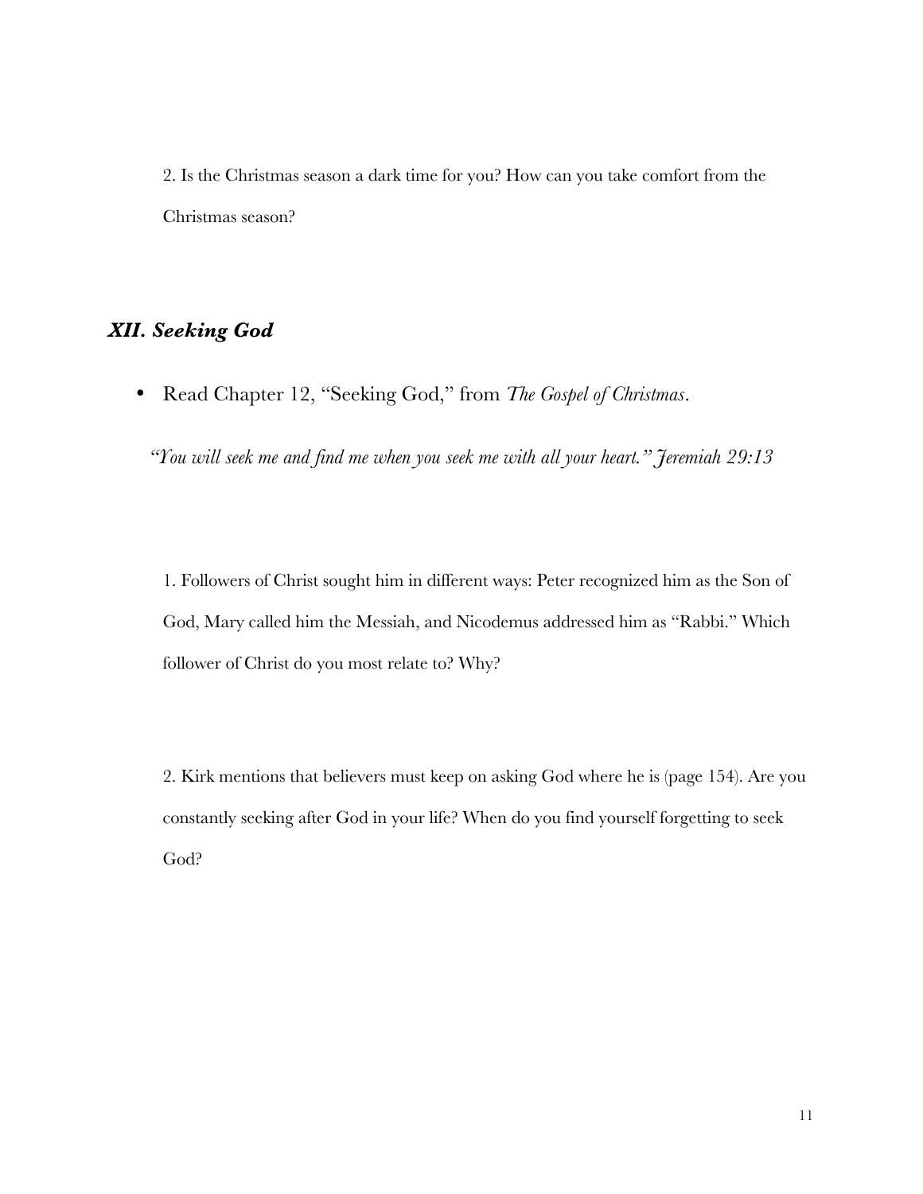2. Is the Christmas season a dark time for you? How can you take comfort from the Christmas season?

## *XII. Seeking God*

- Read Chapter 12, "Seeking God," from *The Gospel of Christmas*.

*"You will seek me and find me when you seek me with all your heart." Jeremiah 29:13*

1. Followers of Christ sought him in different ways: Peter recognized him as the Son of God, Mary called him the Messiah, and Nicodemus addressed him as "Rabbi." Which follower of Christ do you most relate to? Why?

2. Kirk mentions that believers must keep on asking God where he is (page 154). Are you constantly seeking after God in your life? When do you find yourself forgetting to seek God?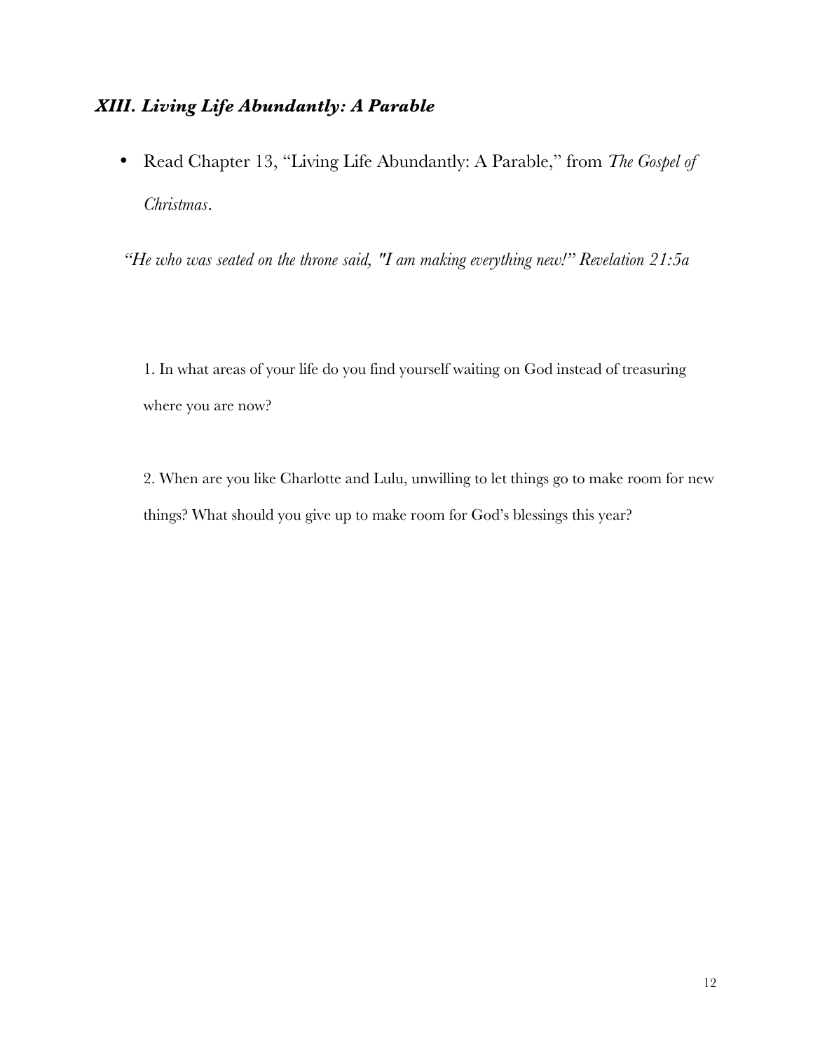### *XIII. Living Life Abundantly: A Parable*

- Read Chapter 13, "Living Life Abundantly: A Parable," from *The Gospel of Christmas*.

*"He who was seated on the throne said, "I am making everything new!" Revelation 21:5a*

1. In what areas of your life do you find yourself waiting on God instead of treasuring where you are now?

2. When are you like Charlotte and Lulu, unwilling to let things go to make room for new things? What should you give up to make room for God's blessings this year?